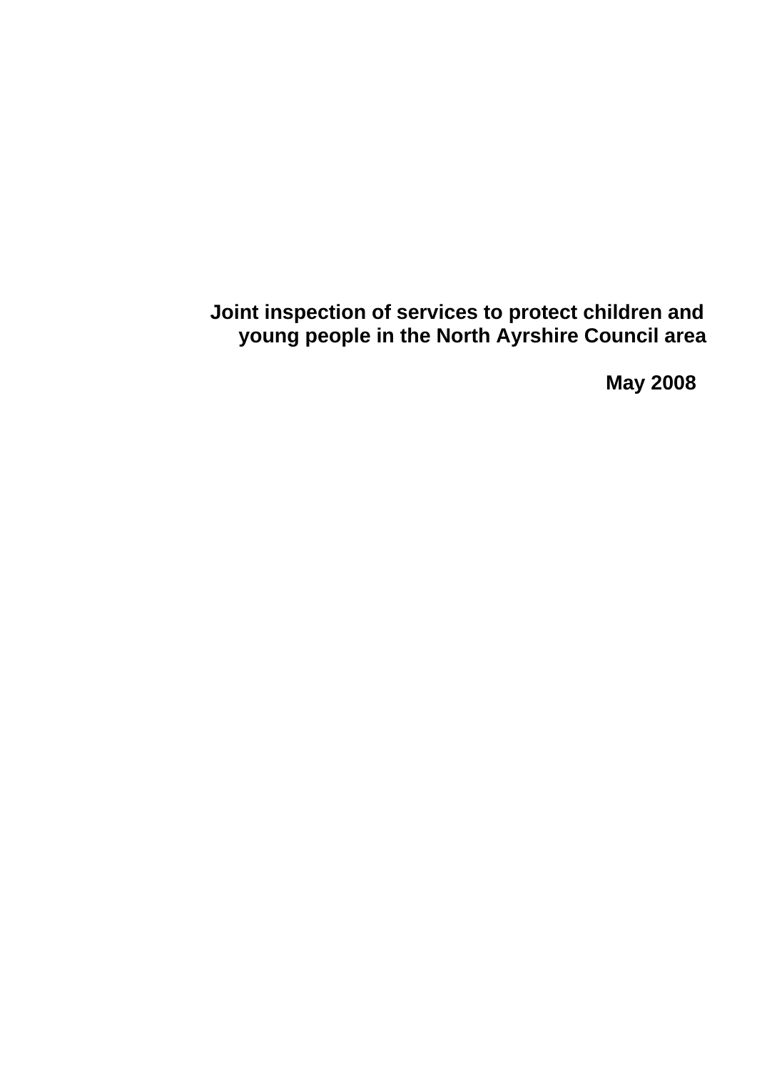# Joint inspection of services to protect children and young people in the North Ayrshire Council area

**May 2008**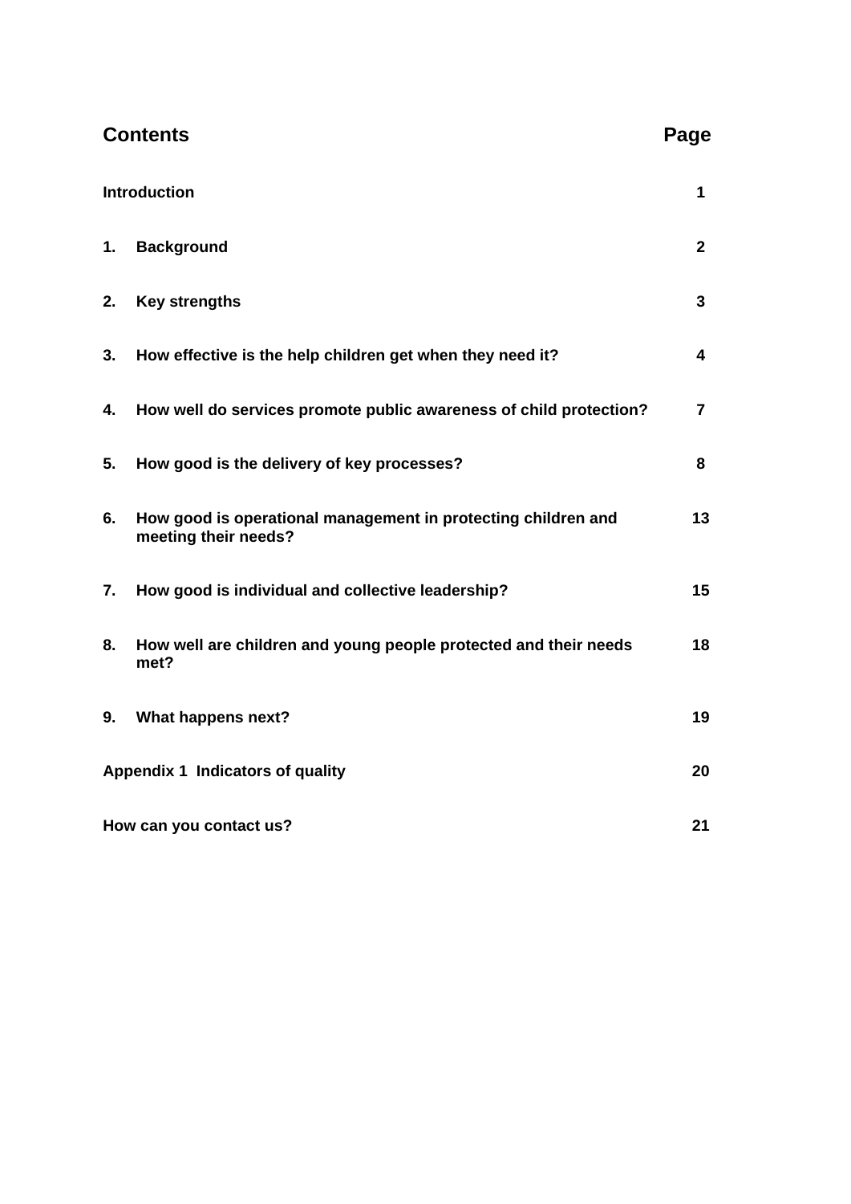## Contents

| Contents | Page |
|---|---|
| **Introduction** | **1** |
| **1. Background** | **2** |
| **2. Key strengths** | **3** |
| **3. How effective is the help children get when they need it?** | **4** |
| **4. How well do services promote public awareness of child protection?** | **7** |
| **5. How good is the delivery of key processes?** | **8** |
| **6. How good is operational management in protecting children and meeting their needs?** | **13** |
| **7. How good is individual and collective leadership?** | **15** |
| **8. How well are children and young people protected and their needs met?** | **18** |
| **9. What happens next?** | **19** |
| **Appendix 1 Indicators of quality** | **20** |
| **How can you contact us?** | **21** |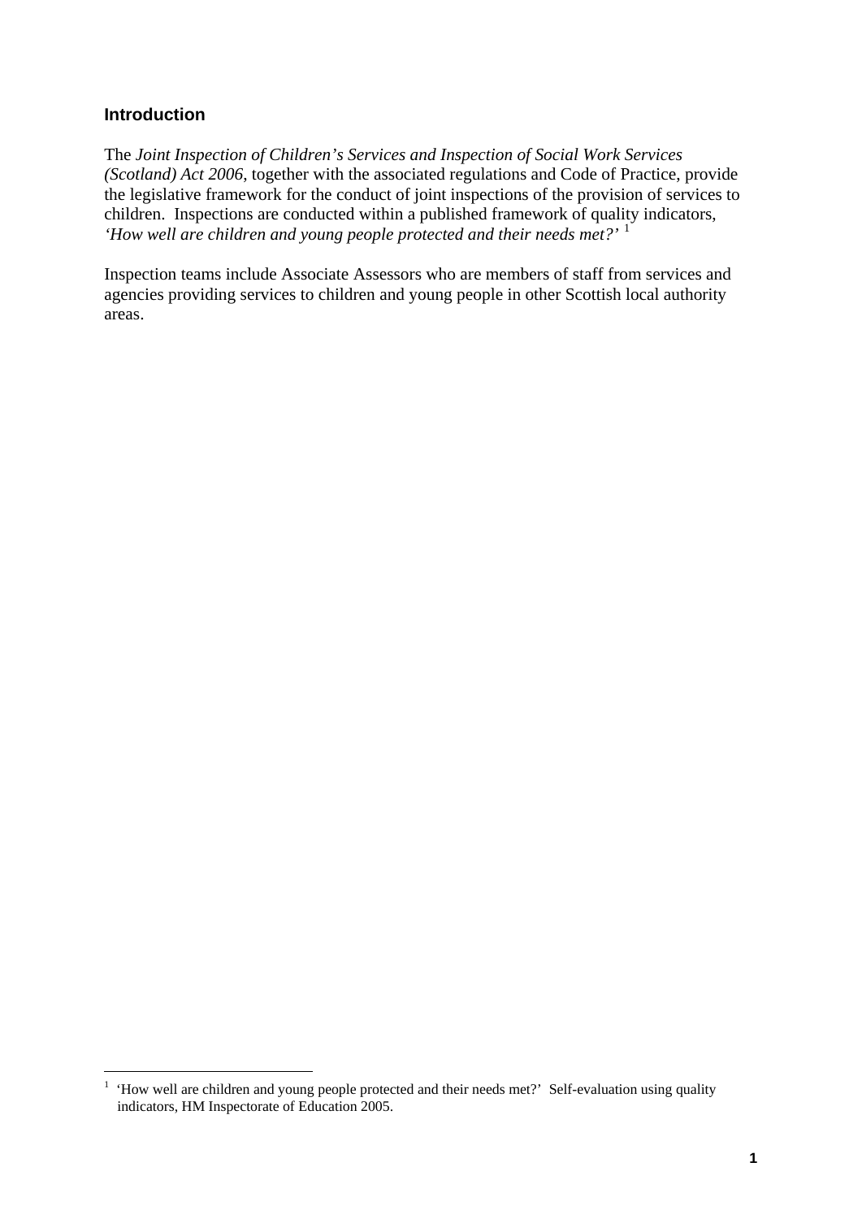## Introduction

The *Joint Inspection of Children's Services and Inspection of Social Work Services (Scotland) Act 2006*, together with the associated regulations and Code of Practice, provide the legislative framework for the conduct of joint inspections of the provision of services to children. Inspections are conducted within a published framework of quality indicators, *'How well are children and young people protected and their needs met?'* [1]

Inspection teams include Associate Assessors who are members of staff from services and agencies providing services to children and young people in other Scottish local authority areas.

---

[1] 'How well are children and young people protected and their needs met?' Self-evaluation using quality indicators, HM Inspectorate of Education 2005.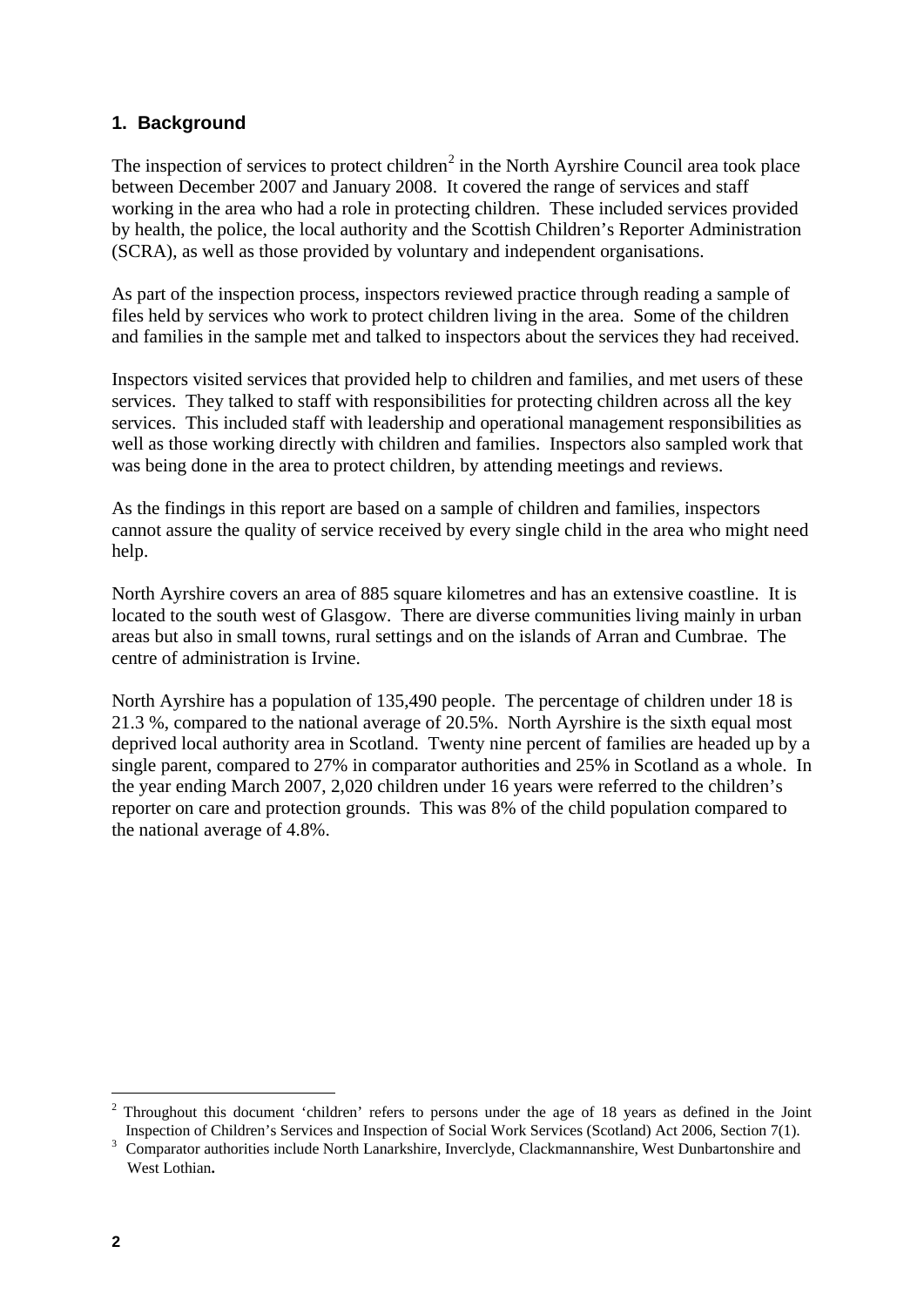## 1. Background

The inspection of services to protect children[2] in the North Ayrshire Council area took place between December 2007 and January 2008. It covered the range of services and staff working in the area who had a role in protecting children. These included services provided by health, the police, the local authority and the Scottish Children's Reporter Administration (SCRA), as well as those provided by voluntary and independent organisations.

As part of the inspection process, inspectors reviewed practice through reading a sample of files held by services who work to protect children living in the area. Some of the children and families in the sample met and talked to inspectors about the services they had received.

Inspectors visited services that provided help to children and families, and met users of these services. They talked to staff with responsibilities for protecting children across all the key services. This included staff with leadership and operational management responsibilities as well as those working directly with children and families. Inspectors also sampled work that was being done in the area to protect children, by attending meetings and reviews.

As the findings in this report are based on a sample of children and families, inspectors cannot assure the quality of service received by every single child in the area who might need help.

North Ayrshire covers an area of 885 square kilometres and has an extensive coastline. It is located to the south west of Glasgow. There are diverse communities living mainly in urban areas but also in small towns, rural settings and on the islands of Arran and Cumbrae. The centre of administration is Irvine.

North Ayrshire has a population of 135,490 people. The percentage of children under 18 is 21.3 %, compared to the national average of 20.5%. North Ayrshire is the sixth equal most deprived local authority area in Scotland. Twenty nine percent of families are headed up by a single parent, compared to 27% in comparator authorities and 25% in Scotland as a whole. In the year ending March 2007, 2,020 children under 16 years were referred to the children's reporter on care and protection grounds. This was 8% of the child population compared to the national average of 4.8%.

---

[2] Throughout this document 'children' refers to persons under the age of 18 years as defined in the Joint Inspection of Children's Services and Inspection of Social Work Services (Scotland) Act 2006, Section 7(1).

[3] Comparator authorities include North Lanarkshire, Inverclyde, Clackmannanshire, West Dunbartonshire and West Lothian**.**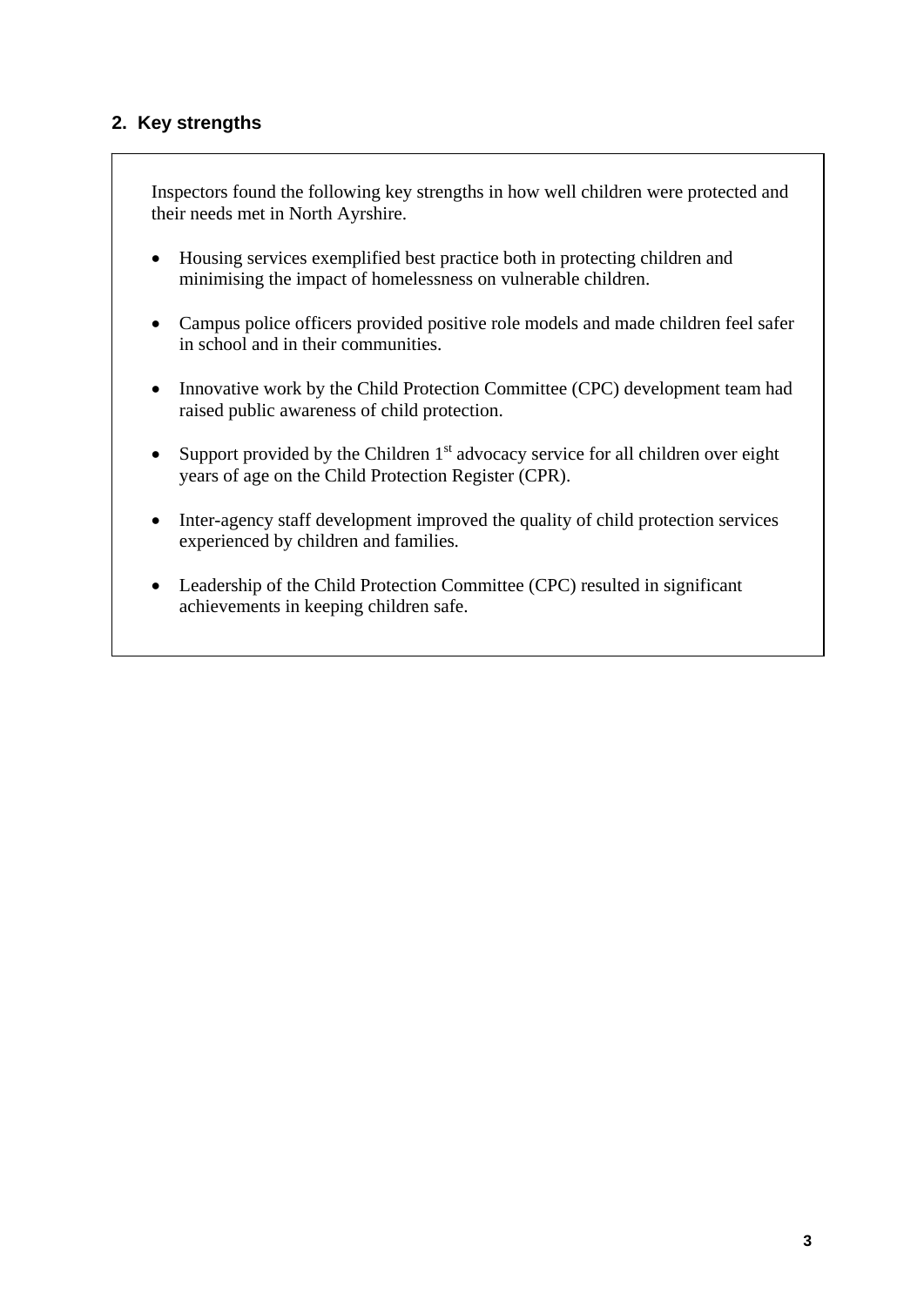## 2. Key strengths

Inspectors found the following key strengths in how well children were protected and their needs met in North Ayrshire.

- Housing services exemplified best practice both in protecting children and minimising the impact of homelessness on vulnerable children.
- Campus police officers provided positive role models and made children feel safer in school and in their communities.
- Innovative work by the Child Protection Committee (CPC) development team had raised public awareness of child protection.
- Support provided by the Children 1st advocacy service for all children over eight years of age on the Child Protection Register (CPR).
- Inter-agency staff development improved the quality of child protection services experienced by children and families.
- Leadership of the Child Protection Committee (CPC) resulted in significant achievements in keeping children safe.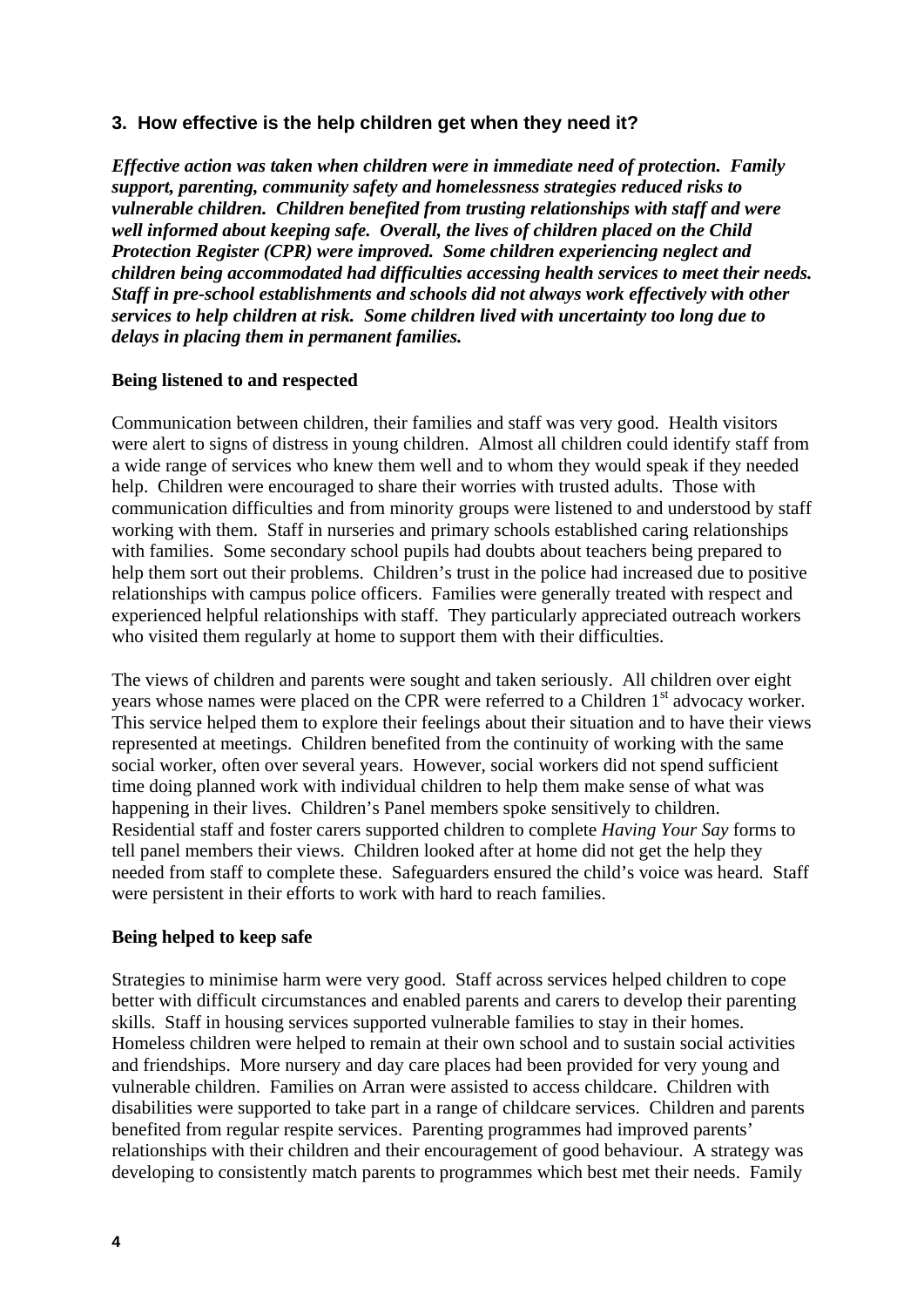## 3. How effective is the help children get when they need it?

***Effective action was taken when children were in immediate need of protection. Family support, parenting, community safety and homelessness strategies reduced risks to vulnerable children. Children benefited from trusting relationships with staff and were well informed about keeping safe. Overall, the lives of children placed on the Child Protection Register (CPR) were improved. Some children experiencing neglect and children being accommodated had difficulties accessing health services to meet their needs. Staff in pre-school establishments and schools did not always work effectively with other services to help children at risk. Some children lived with uncertainty too long due to delays in placing them in permanent families.***

### Being listened to and respected

Communication between children, their families and staff was very good. Health visitors were alert to signs of distress in young children. Almost all children could identify staff from a wide range of services who knew them well and to whom they would speak if they needed help. Children were encouraged to share their worries with trusted adults. Those with communication difficulties and from minority groups were listened to and understood by staff working with them. Staff in nurseries and primary schools established caring relationships with families. Some secondary school pupils had doubts about teachers being prepared to help them sort out their problems. Children's trust in the police had increased due to positive relationships with campus police officers. Families were generally treated with respect and experienced helpful relationships with staff. They particularly appreciated outreach workers who visited them regularly at home to support them with their difficulties.

The views of children and parents were sought and taken seriously. All children over eight years whose names were placed on the CPR were referred to a Children 1st advocacy worker. This service helped them to explore their feelings about their situation and to have their views represented at meetings. Children benefited from the continuity of working with the same social worker, often over several years. However, social workers did not spend sufficient time doing planned work with individual children to help them make sense of what was happening in their lives. Children's Panel members spoke sensitively to children. Residential staff and foster carers supported children to complete *Having Your Say* forms to tell panel members their views. Children looked after at home did not get the help they needed from staff to complete these. Safeguarders ensured the child's voice was heard. Staff were persistent in their efforts to work with hard to reach families.

### Being helped to keep safe

Strategies to minimise harm were very good. Staff across services helped children to cope better with difficult circumstances and enabled parents and carers to develop their parenting skills. Staff in housing services supported vulnerable families to stay in their homes. Homeless children were helped to remain at their own school and to sustain social activities and friendships. More nursery and day care places had been provided for very young and vulnerable children. Families on Arran were assisted to access childcare. Children with disabilities were supported to take part in a range of childcare services. Children and parents benefited from regular respite services. Parenting programmes had improved parents' relationships with their children and their encouragement of good behaviour. A strategy was developing to consistently match parents to programmes which best met their needs. Family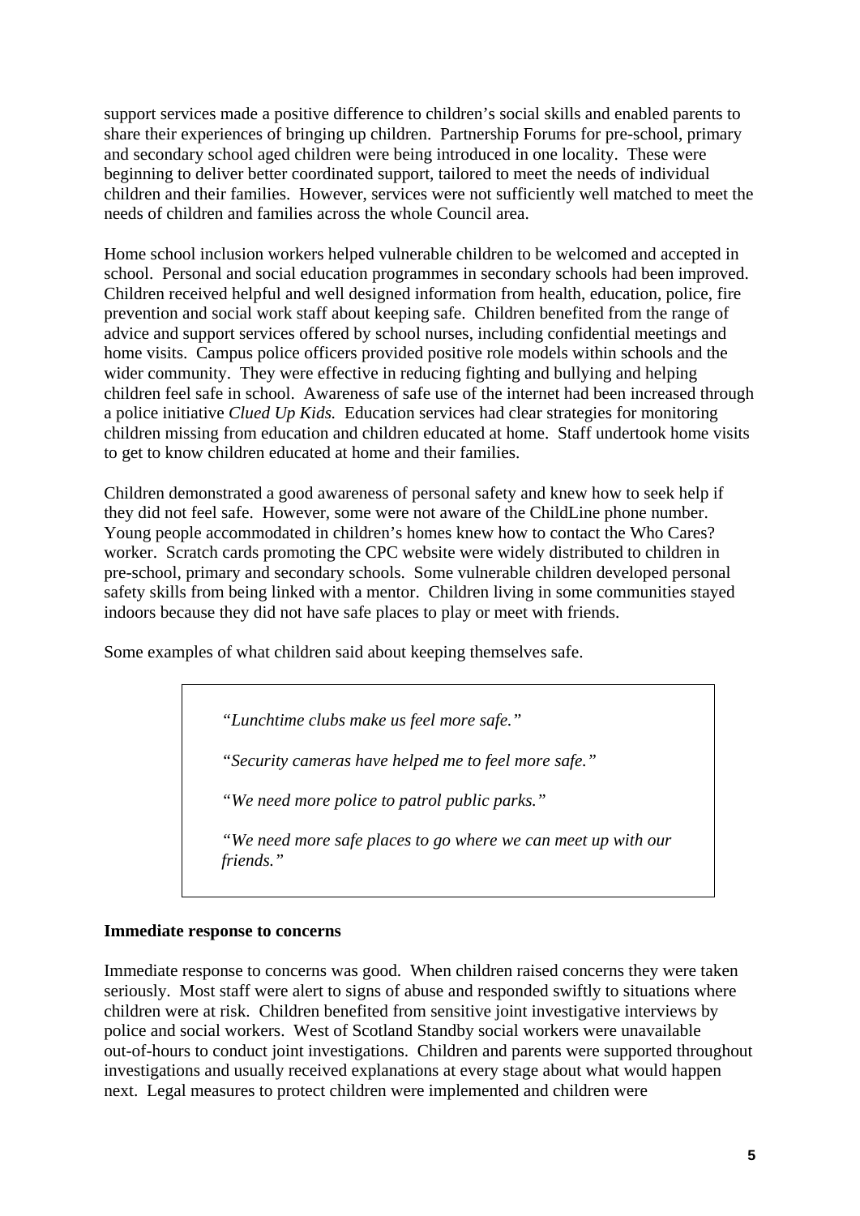support services made a positive difference to children's social skills and enabled parents to share their experiences of bringing up children. Partnership Forums for pre-school, primary and secondary school aged children were being introduced in one locality. These were beginning to deliver better coordinated support, tailored to meet the needs of individual children and their families. However, services were not sufficiently well matched to meet the needs of children and families across the whole Council area.

Home school inclusion workers helped vulnerable children to be welcomed and accepted in school. Personal and social education programmes in secondary schools had been improved. Children received helpful and well designed information from health, education, police, fire prevention and social work staff about keeping safe. Children benefited from the range of advice and support services offered by school nurses, including confidential meetings and home visits. Campus police officers provided positive role models within schools and the wider community. They were effective in reducing fighting and bullying and helping children feel safe in school. Awareness of safe use of the internet had been increased through a police initiative *Clued Up Kids.* Education services had clear strategies for monitoring children missing from education and children educated at home. Staff undertook home visits to get to know children educated at home and their families.

Children demonstrated a good awareness of personal safety and knew how to seek help if they did not feel safe. However, some were not aware of the ChildLine phone number. Young people accommodated in children's homes knew how to contact the Who Cares? worker. Scratch cards promoting the CPC website were widely distributed to children in pre-school, primary and secondary schools. Some vulnerable children developed personal safety skills from being linked with a mentor. Children living in some communities stayed indoors because they did not have safe places to play or meet with friends.

Some examples of what children said about keeping themselves safe.

> *"Lunchtime clubs make us feel more safe."*
>
> *"Security cameras have helped me to feel more safe."*
>
> *"We need more police to patrol public parks."*
>
> *"We need more safe places to go where we can meet up with our friends."*

**Immediate response to concerns**

Immediate response to concerns was good. When children raised concerns they were taken seriously. Most staff were alert to signs of abuse and responded swiftly to situations where children were at risk. Children benefited from sensitive joint investigative interviews by police and social workers. West of Scotland Standby social workers were unavailable out-of-hours to conduct joint investigations. Children and parents were supported throughout investigations and usually received explanations at every stage about what would happen next. Legal measures to protect children were implemented and children were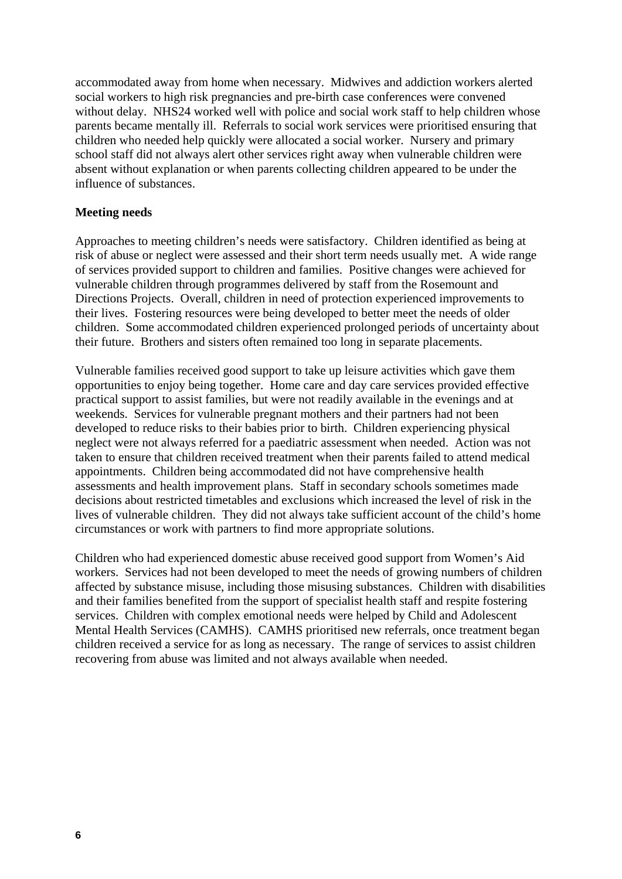accommodated away from home when necessary. Midwives and addiction workers alerted social workers to high risk pregnancies and pre-birth case conferences were convened without delay. NHS24 worked well with police and social work staff to help children whose parents became mentally ill. Referrals to social work services were prioritised ensuring that children who needed help quickly were allocated a social worker. Nursery and primary school staff did not always alert other services right away when vulnerable children were absent without explanation or when parents collecting children appeared to be under the influence of substances.

**Meeting needs**

Approaches to meeting children's needs were satisfactory. Children identified as being at risk of abuse or neglect were assessed and their short term needs usually met. A wide range of services provided support to children and families. Positive changes were achieved for vulnerable children through programmes delivered by staff from the Rosemount and Directions Projects. Overall, children in need of protection experienced improvements to their lives. Fostering resources were being developed to better meet the needs of older children. Some accommodated children experienced prolonged periods of uncertainty about their future. Brothers and sisters often remained too long in separate placements.

Vulnerable families received good support to take up leisure activities which gave them opportunities to enjoy being together. Home care and day care services provided effective practical support to assist families, but were not readily available in the evenings and at weekends. Services for vulnerable pregnant mothers and their partners had not been developed to reduce risks to their babies prior to birth. Children experiencing physical neglect were not always referred for a paediatric assessment when needed. Action was not taken to ensure that children received treatment when their parents failed to attend medical appointments. Children being accommodated did not have comprehensive health assessments and health improvement plans. Staff in secondary schools sometimes made decisions about restricted timetables and exclusions which increased the level of risk in the lives of vulnerable children. They did not always take sufficient account of the child's home circumstances or work with partners to find more appropriate solutions.

Children who had experienced domestic abuse received good support from Women's Aid workers. Services had not been developed to meet the needs of growing numbers of children affected by substance misuse, including those misusing substances. Children with disabilities and their families benefited from the support of specialist health staff and respite fostering services. Children with complex emotional needs were helped by Child and Adolescent Mental Health Services (CAMHS). CAMHS prioritised new referrals, once treatment began children received a service for as long as necessary. The range of services to assist children recovering from abuse was limited and not always available when needed.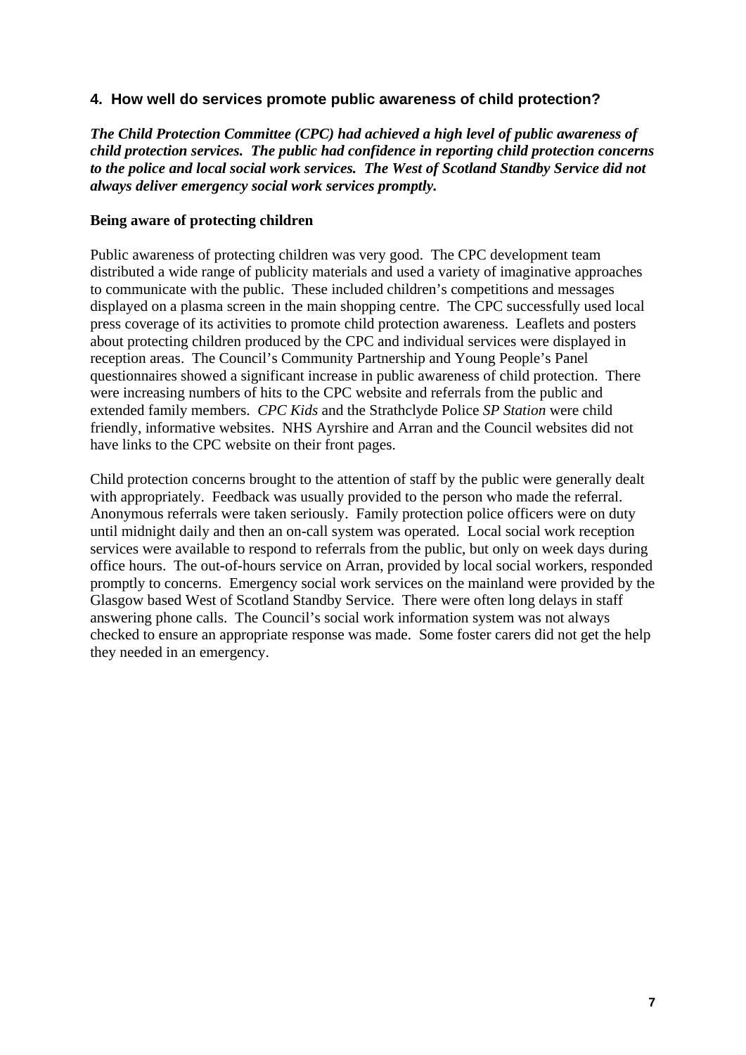## 4. How well do services promote public awareness of child protection?

***The Child Protection Committee (CPC) had achieved a high level of public awareness of child protection services. The public had confidence in reporting child protection concerns to the police and local social work services. The West of Scotland Standby Service did not always deliver emergency social work services promptly.***

### Being aware of protecting children

Public awareness of protecting children was very good. The CPC development team distributed a wide range of publicity materials and used a variety of imaginative approaches to communicate with the public. These included children's competitions and messages displayed on a plasma screen in the main shopping centre. The CPC successfully used local press coverage of its activities to promote child protection awareness. Leaflets and posters about protecting children produced by the CPC and individual services were displayed in reception areas. The Council's Community Partnership and Young People's Panel questionnaires showed a significant increase in public awareness of child protection. There were increasing numbers of hits to the CPC website and referrals from the public and extended family members. *CPC Kids* and the Strathclyde Police *SP Station* were child friendly, informative websites. NHS Ayrshire and Arran and the Council websites did not have links to the CPC website on their front pages.

Child protection concerns brought to the attention of staff by the public were generally dealt with appropriately. Feedback was usually provided to the person who made the referral. Anonymous referrals were taken seriously. Family protection police officers were on duty until midnight daily and then an on-call system was operated. Local social work reception services were available to respond to referrals from the public, but only on week days during office hours. The out-of-hours service on Arran, provided by local social workers, responded promptly to concerns. Emergency social work services on the mainland were provided by the Glasgow based West of Scotland Standby Service. There were often long delays in staff answering phone calls. The Council's social work information system was not always checked to ensure an appropriate response was made. Some foster carers did not get the help they needed in an emergency.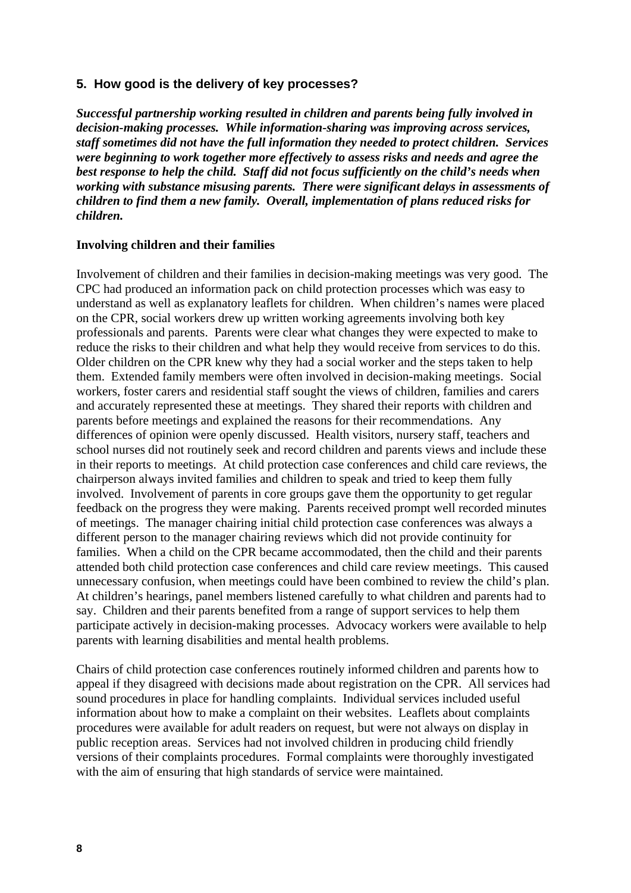## 5. How good is the delivery of key processes?

***Successful partnership working resulted in children and parents being fully involved in decision-making processes. While information-sharing was improving across services, staff sometimes did not have the full information they needed to protect children. Services were beginning to work together more effectively to assess risks and needs and agree the best response to help the child. Staff did not focus sufficiently on the child's needs when working with substance misusing parents. There were significant delays in assessments of children to find them a new family. Overall, implementation of plans reduced risks for children.***

**Involving children and their families**

Involvement of children and their families in decision-making meetings was very good. The CPC had produced an information pack on child protection processes which was easy to understand as well as explanatory leaflets for children. When children's names were placed on the CPR, social workers drew up written working agreements involving both key professionals and parents. Parents were clear what changes they were expected to make to reduce the risks to their children and what help they would receive from services to do this. Older children on the CPR knew why they had a social worker and the steps taken to help them. Extended family members were often involved in decision-making meetings. Social workers, foster carers and residential staff sought the views of children, families and carers and accurately represented these at meetings. They shared their reports with children and parents before meetings and explained the reasons for their recommendations. Any differences of opinion were openly discussed. Health visitors, nursery staff, teachers and school nurses did not routinely seek and record children and parents views and include these in their reports to meetings. At child protection case conferences and child care reviews, the chairperson always invited families and children to speak and tried to keep them fully involved. Involvement of parents in core groups gave them the opportunity to get regular feedback on the progress they were making. Parents received prompt well recorded minutes of meetings. The manager chairing initial child protection case conferences was always a different person to the manager chairing reviews which did not provide continuity for families. When a child on the CPR became accommodated, then the child and their parents attended both child protection case conferences and child care review meetings. This caused unnecessary confusion, when meetings could have been combined to review the child's plan. At children's hearings, panel members listened carefully to what children and parents had to say. Children and their parents benefited from a range of support services to help them participate actively in decision-making processes. Advocacy workers were available to help parents with learning disabilities and mental health problems.

Chairs of child protection case conferences routinely informed children and parents how to appeal if they disagreed with decisions made about registration on the CPR. All services had sound procedures in place for handling complaints. Individual services included useful information about how to make a complaint on their websites. Leaflets about complaints procedures were available for adult readers on request, but were not always on display in public reception areas. Services had not involved children in producing child friendly versions of their complaints procedures. Formal complaints were thoroughly investigated with the aim of ensuring that high standards of service were maintained.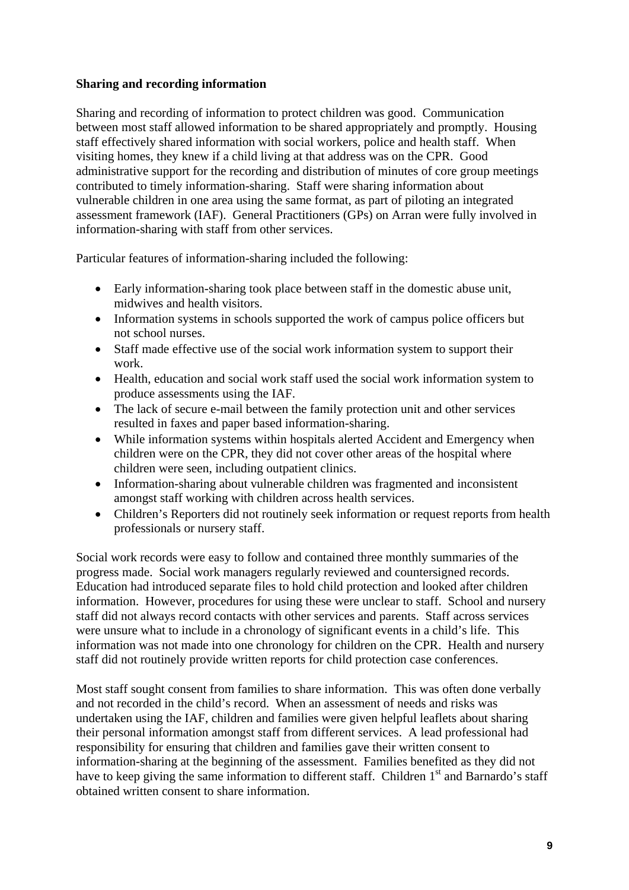**Sharing and recording information**

Sharing and recording of information to protect children was good. Communication between most staff allowed information to be shared appropriately and promptly. Housing staff effectively shared information with social workers, police and health staff. When visiting homes, they knew if a child living at that address was on the CPR. Good administrative support for the recording and distribution of minutes of core group meetings contributed to timely information-sharing. Staff were sharing information about vulnerable children in one area using the same format, as part of piloting an integrated assessment framework (IAF). General Practitioners (GPs) on Arran were fully involved in information-sharing with staff from other services.

Particular features of information-sharing included the following:

- Early information-sharing took place between staff in the domestic abuse unit, midwives and health visitors.
- Information systems in schools supported the work of campus police officers but not school nurses.
- Staff made effective use of the social work information system to support their work.
- Health, education and social work staff used the social work information system to produce assessments using the IAF.
- The lack of secure e-mail between the family protection unit and other services resulted in faxes and paper based information-sharing.
- While information systems within hospitals alerted Accident and Emergency when children were on the CPR, they did not cover other areas of the hospital where children were seen, including outpatient clinics.
- Information-sharing about vulnerable children was fragmented and inconsistent amongst staff working with children across health services.
- Children's Reporters did not routinely seek information or request reports from health professionals or nursery staff.

Social work records were easy to follow and contained three monthly summaries of the progress made. Social work managers regularly reviewed and countersigned records. Education had introduced separate files to hold child protection and looked after children information. However, procedures for using these were unclear to staff. School and nursery staff did not always record contacts with other services and parents. Staff across services were unsure what to include in a chronology of significant events in a child's life. This information was not made into one chronology for children on the CPR. Health and nursery staff did not routinely provide written reports for child protection case conferences.

Most staff sought consent from families to share information. This was often done verbally and not recorded in the child's record. When an assessment of needs and risks was undertaken using the IAF, children and families were given helpful leaflets about sharing their personal information amongst staff from different services. A lead professional had responsibility for ensuring that children and families gave their written consent to information-sharing at the beginning of the assessment. Families benefited as they did not have to keep giving the same information to different staff. Children 1st and Barnardo's staff obtained written consent to share information.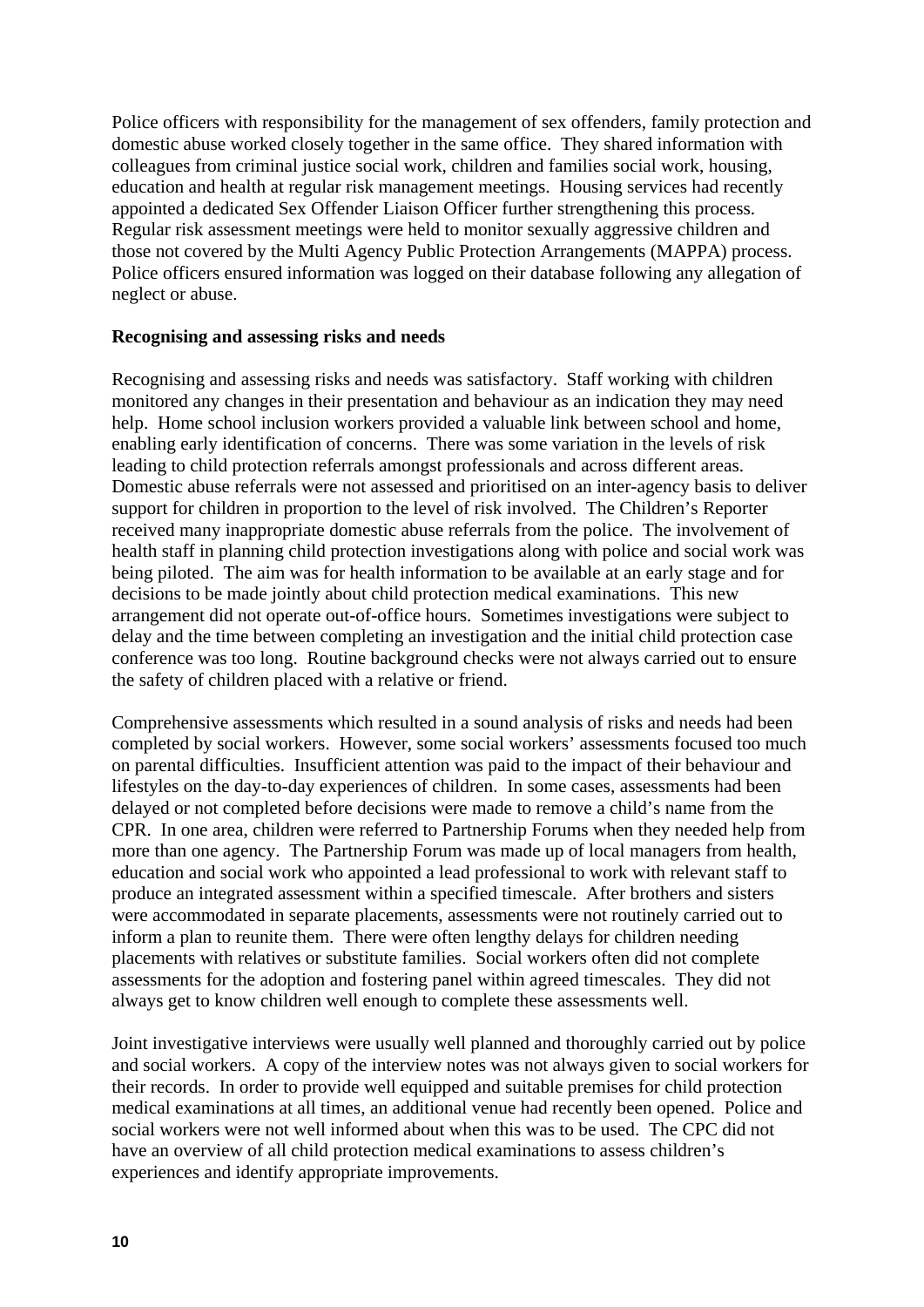Police officers with responsibility for the management of sex offenders, family protection and domestic abuse worked closely together in the same office. They shared information with colleagues from criminal justice social work, children and families social work, housing, education and health at regular risk management meetings. Housing services had recently appointed a dedicated Sex Offender Liaison Officer further strengthening this process. Regular risk assessment meetings were held to monitor sexually aggressive children and those not covered by the Multi Agency Public Protection Arrangements (MAPPA) process. Police officers ensured information was logged on their database following any allegation of neglect or abuse.

**Recognising and assessing risks and needs**

Recognising and assessing risks and needs was satisfactory. Staff working with children monitored any changes in their presentation and behaviour as an indication they may need help. Home school inclusion workers provided a valuable link between school and home, enabling early identification of concerns. There was some variation in the levels of risk leading to child protection referrals amongst professionals and across different areas. Domestic abuse referrals were not assessed and prioritised on an inter-agency basis to deliver support for children in proportion to the level of risk involved. The Children's Reporter received many inappropriate domestic abuse referrals from the police. The involvement of health staff in planning child protection investigations along with police and social work was being piloted. The aim was for health information to be available at an early stage and for decisions to be made jointly about child protection medical examinations. This new arrangement did not operate out-of-office hours. Sometimes investigations were subject to delay and the time between completing an investigation and the initial child protection case conference was too long. Routine background checks were not always carried out to ensure the safety of children placed with a relative or friend.

Comprehensive assessments which resulted in a sound analysis of risks and needs had been completed by social workers. However, some social workers' assessments focused too much on parental difficulties. Insufficient attention was paid to the impact of their behaviour and lifestyles on the day-to-day experiences of children. In some cases, assessments had been delayed or not completed before decisions were made to remove a child's name from the CPR. In one area, children were referred to Partnership Forums when they needed help from more than one agency. The Partnership Forum was made up of local managers from health, education and social work who appointed a lead professional to work with relevant staff to produce an integrated assessment within a specified timescale. After brothers and sisters were accommodated in separate placements, assessments were not routinely carried out to inform a plan to reunite them. There were often lengthy delays for children needing placements with relatives or substitute families. Social workers often did not complete assessments for the adoption and fostering panel within agreed timescales. They did not always get to know children well enough to complete these assessments well.

Joint investigative interviews were usually well planned and thoroughly carried out by police and social workers. A copy of the interview notes was not always given to social workers for their records. In order to provide well equipped and suitable premises for child protection medical examinations at all times, an additional venue had recently been opened. Police and social workers were not well informed about when this was to be used. The CPC did not have an overview of all child protection medical examinations to assess children's experiences and identify appropriate improvements.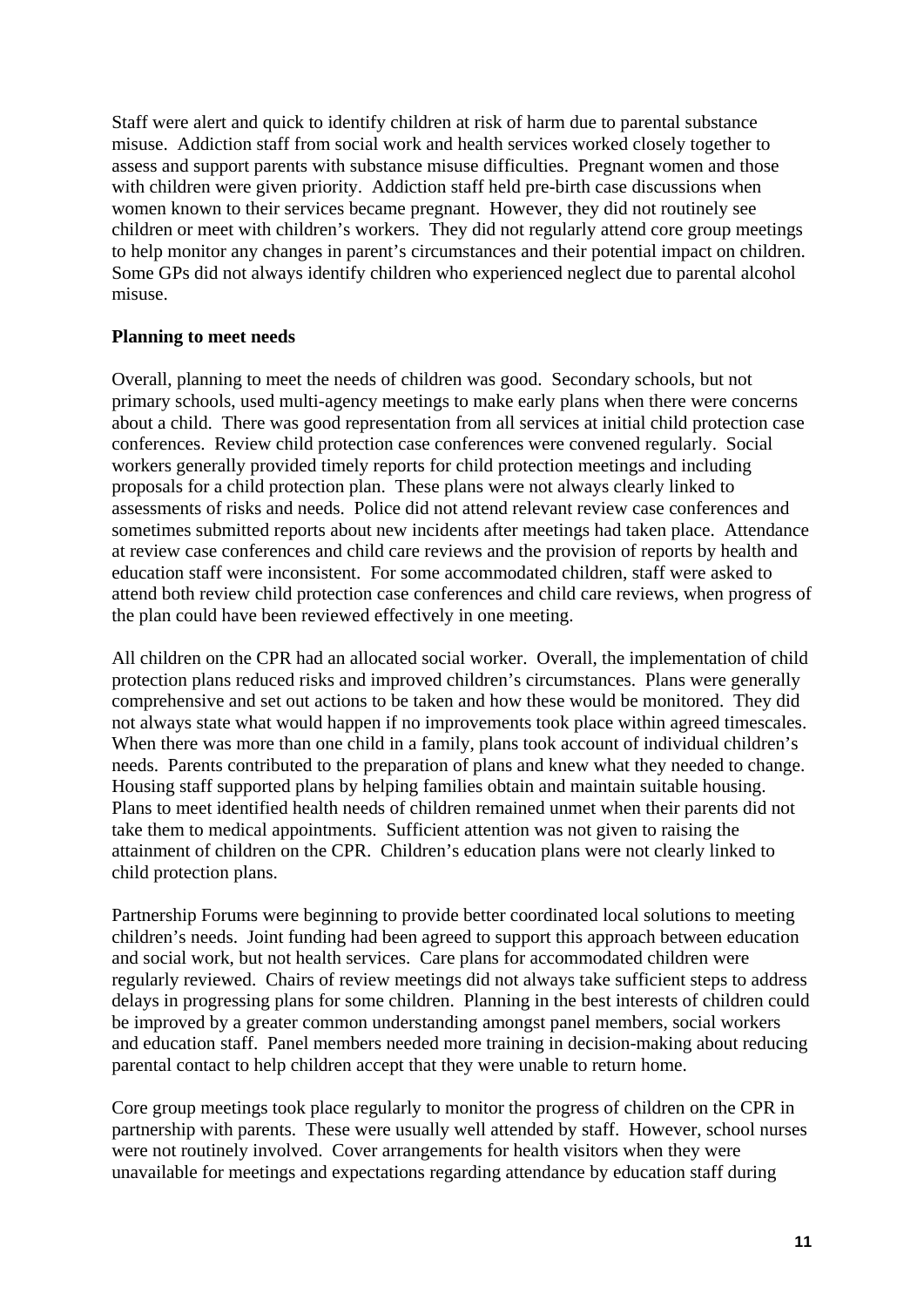Staff were alert and quick to identify children at risk of harm due to parental substance misuse. Addiction staff from social work and health services worked closely together to assess and support parents with substance misuse difficulties. Pregnant women and those with children were given priority. Addiction staff held pre-birth case discussions when women known to their services became pregnant. However, they did not routinely see children or meet with children's workers. They did not regularly attend core group meetings to help monitor any changes in parent's circumstances and their potential impact on children. Some GPs did not always identify children who experienced neglect due to parental alcohol misuse.

**Planning to meet needs**

Overall, planning to meet the needs of children was good. Secondary schools, but not primary schools, used multi-agency meetings to make early plans when there were concerns about a child. There was good representation from all services at initial child protection case conferences. Review child protection case conferences were convened regularly. Social workers generally provided timely reports for child protection meetings and including proposals for a child protection plan. These plans were not always clearly linked to assessments of risks and needs. Police did not attend relevant review case conferences and sometimes submitted reports about new incidents after meetings had taken place. Attendance at review case conferences and child care reviews and the provision of reports by health and education staff were inconsistent. For some accommodated children, staff were asked to attend both review child protection case conferences and child care reviews, when progress of the plan could have been reviewed effectively in one meeting.

All children on the CPR had an allocated social worker. Overall, the implementation of child protection plans reduced risks and improved children's circumstances. Plans were generally comprehensive and set out actions to be taken and how these would be monitored. They did not always state what would happen if no improvements took place within agreed timescales. When there was more than one child in a family, plans took account of individual children's needs. Parents contributed to the preparation of plans and knew what they needed to change. Housing staff supported plans by helping families obtain and maintain suitable housing. Plans to meet identified health needs of children remained unmet when their parents did not take them to medical appointments. Sufficient attention was not given to raising the attainment of children on the CPR. Children's education plans were not clearly linked to child protection plans.

Partnership Forums were beginning to provide better coordinated local solutions to meeting children's needs. Joint funding had been agreed to support this approach between education and social work, but not health services. Care plans for accommodated children were regularly reviewed. Chairs of review meetings did not always take sufficient steps to address delays in progressing plans for some children. Planning in the best interests of children could be improved by a greater common understanding amongst panel members, social workers and education staff. Panel members needed more training in decision-making about reducing parental contact to help children accept that they were unable to return home.

Core group meetings took place regularly to monitor the progress of children on the CPR in partnership with parents. These were usually well attended by staff. However, school nurses were not routinely involved. Cover arrangements for health visitors when they were unavailable for meetings and expectations regarding attendance by education staff during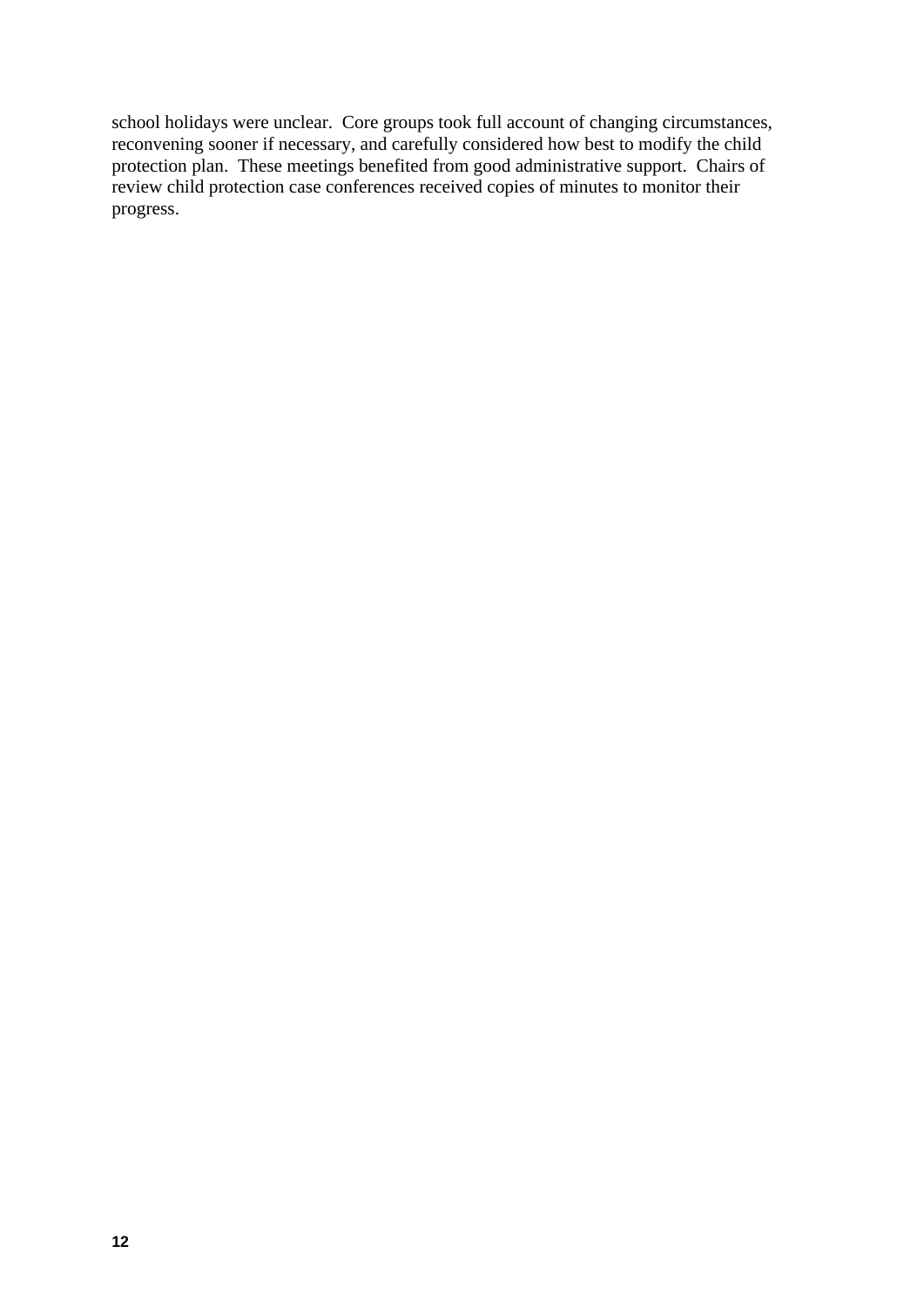school holidays were unclear. Core groups took full account of changing circumstances, reconvening sooner if necessary, and carefully considered how best to modify the child protection plan. These meetings benefited from good administrative support. Chairs of review child protection case conferences received copies of minutes to monitor their progress.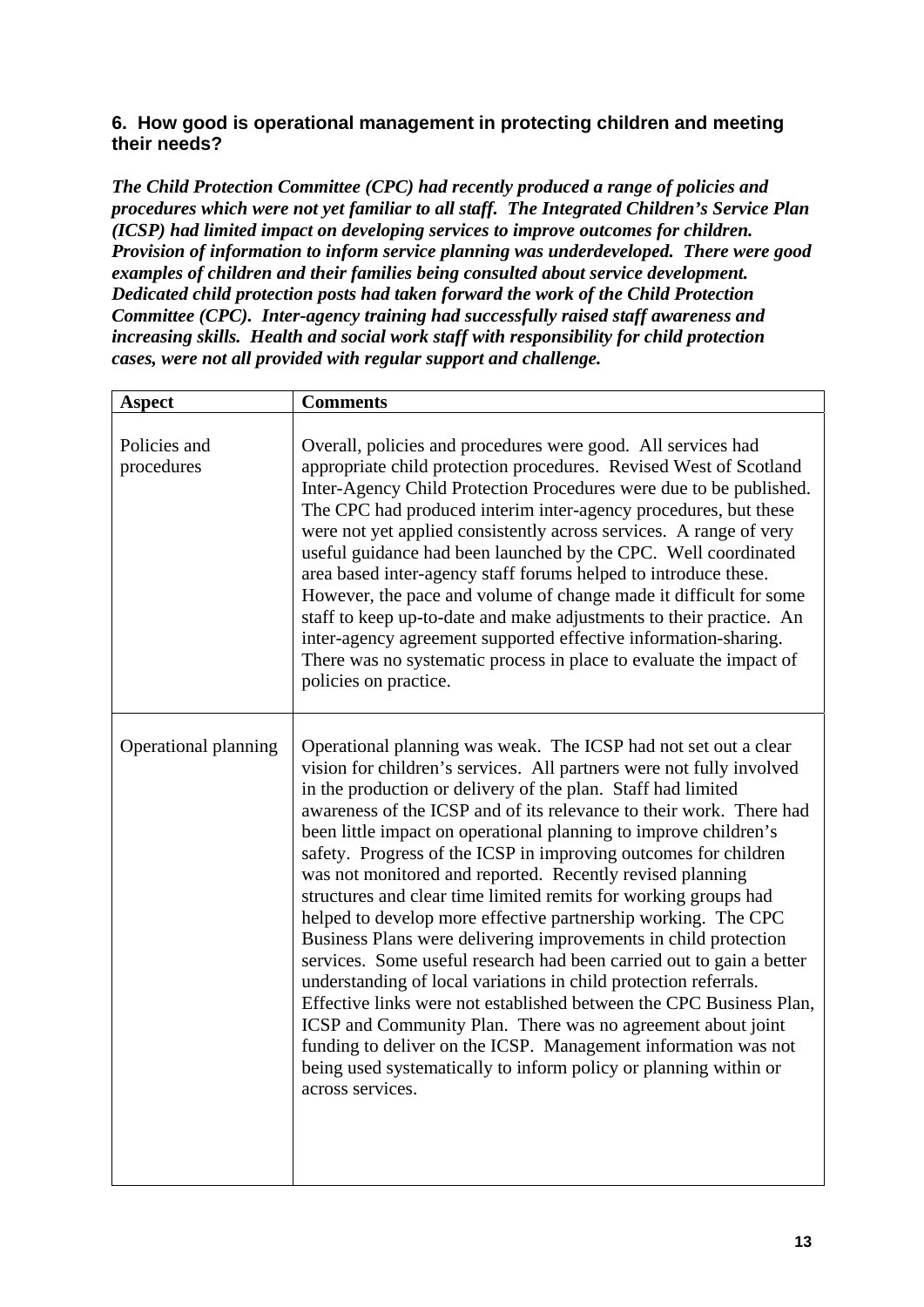## 6. How good is operational management in protecting children and meeting their needs?

***The Child Protection Committee (CPC) had recently produced a range of policies and procedures which were not yet familiar to all staff. The Integrated Children's Service Plan (ICSP) had limited impact on developing services to improve outcomes for children. Provision of information to inform service planning was underdeveloped. There were good examples of children and their families being consulted about service development. Dedicated child protection posts had taken forward the work of the Child Protection Committee (CPC). Inter-agency training had successfully raised staff awareness and increasing skills. Health and social work staff with responsibility for child protection cases, were not all provided with regular support and challenge.***

| Aspect | Comments |
|---|---|
| Policies and procedures | Overall, policies and procedures were good. All services had appropriate child protection procedures. Revised West of Scotland Inter-Agency Child Protection Procedures were due to be published. The CPC had produced interim inter-agency procedures, but these were not yet applied consistently across services. A range of very useful guidance had been launched by the CPC. Well coordinated area based inter-agency staff forums helped to introduce these. However, the pace and volume of change made it difficult for some staff to keep up-to-date and make adjustments to their practice. An inter-agency agreement supported effective information-sharing. There was no systematic process in place to evaluate the impact of policies on practice. |
| Operational planning | Operational planning was weak. The ICSP had not set out a clear vision for children's services. All partners were not fully involved in the production or delivery of the plan. Staff had limited awareness of the ICSP and of its relevance to their work. There had been little impact on operational planning to improve children's safety. Progress of the ICSP in improving outcomes for children was not monitored and reported. Recently revised planning structures and clear time limited remits for working groups had helped to develop more effective partnership working. The CPC Business Plans were delivering improvements in child protection services. Some useful research had been carried out to gain a better understanding of local variations in child protection referrals. Effective links were not established between the CPC Business Plan, ICSP and Community Plan. There was no agreement about joint funding to deliver on the ICSP. Management information was not being used systematically to inform policy or planning within or across services. |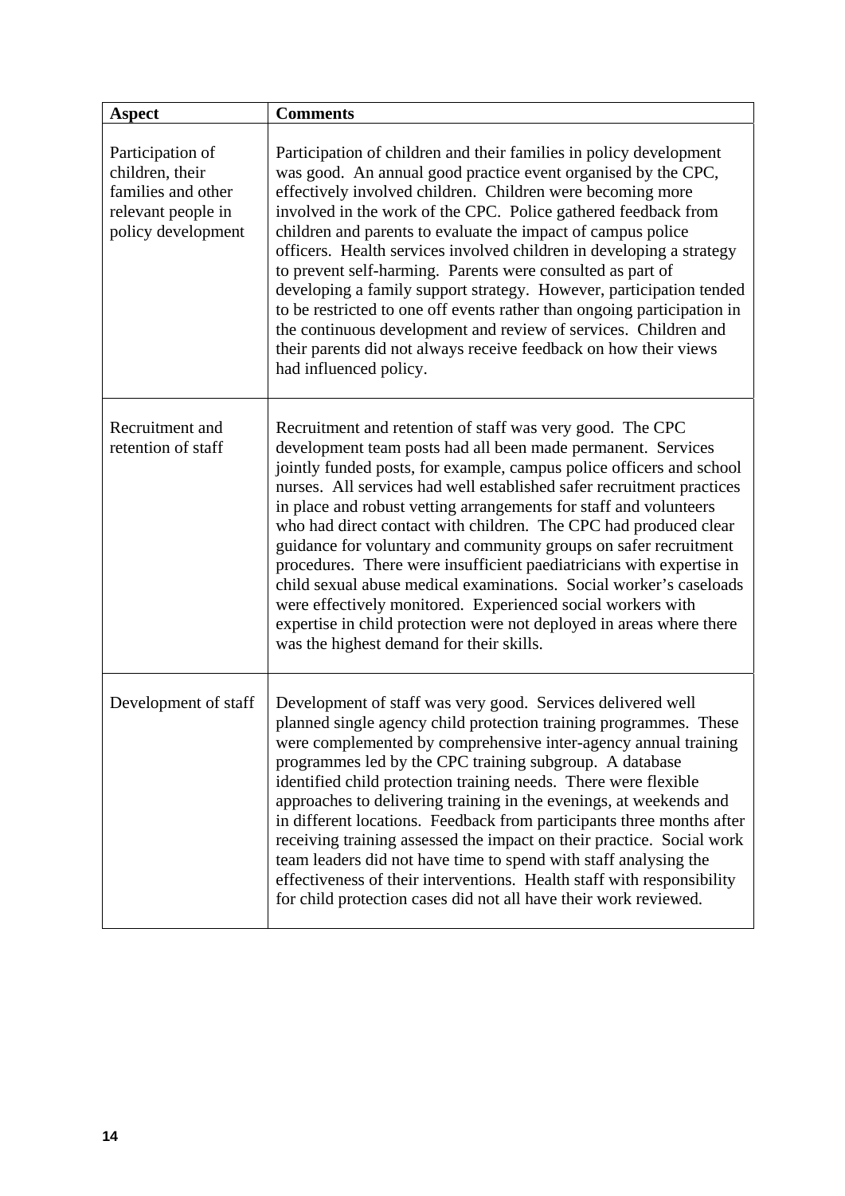| Aspect | Comments |
| --- | --- |
| Participation of children, their families and other relevant people in policy development | Participation of children and their families in policy development was good. An annual good practice event organised by the CPC, effectively involved children. Children were becoming more involved in the work of the CPC. Police gathered feedback from children and parents to evaluate the impact of campus police officers. Health services involved children in developing a strategy to prevent self-harming. Parents were consulted as part of developing a family support strategy. However, participation tended to be restricted to one off events rather than ongoing participation in the continuous development and review of services. Children and their parents did not always receive feedback on how their views had influenced policy. |
| Recruitment and retention of staff | Recruitment and retention of staff was very good. The CPC development team posts had all been made permanent. Services jointly funded posts, for example, campus police officers and school nurses. All services had well established safer recruitment practices in place and robust vetting arrangements for staff and volunteers who had direct contact with children. The CPC had produced clear guidance for voluntary and community groups on safer recruitment procedures. There were insufficient paediatricians with expertise in child sexual abuse medical examinations. Social worker's caseloads were effectively monitored. Experienced social workers with expertise in child protection were not deployed in areas where there was the highest demand for their skills. |
| Development of staff | Development of staff was very good. Services delivered well planned single agency child protection training programmes. These were complemented by comprehensive inter-agency annual training programmes led by the CPC training subgroup. A database identified child protection training needs. There were flexible approaches to delivering training in the evenings, at weekends and in different locations. Feedback from participants three months after receiving training assessed the impact on their practice. Social work team leaders did not have time to spend with staff analysing the effectiveness of their interventions. Health staff with responsibility for child protection cases did not all have their work reviewed. |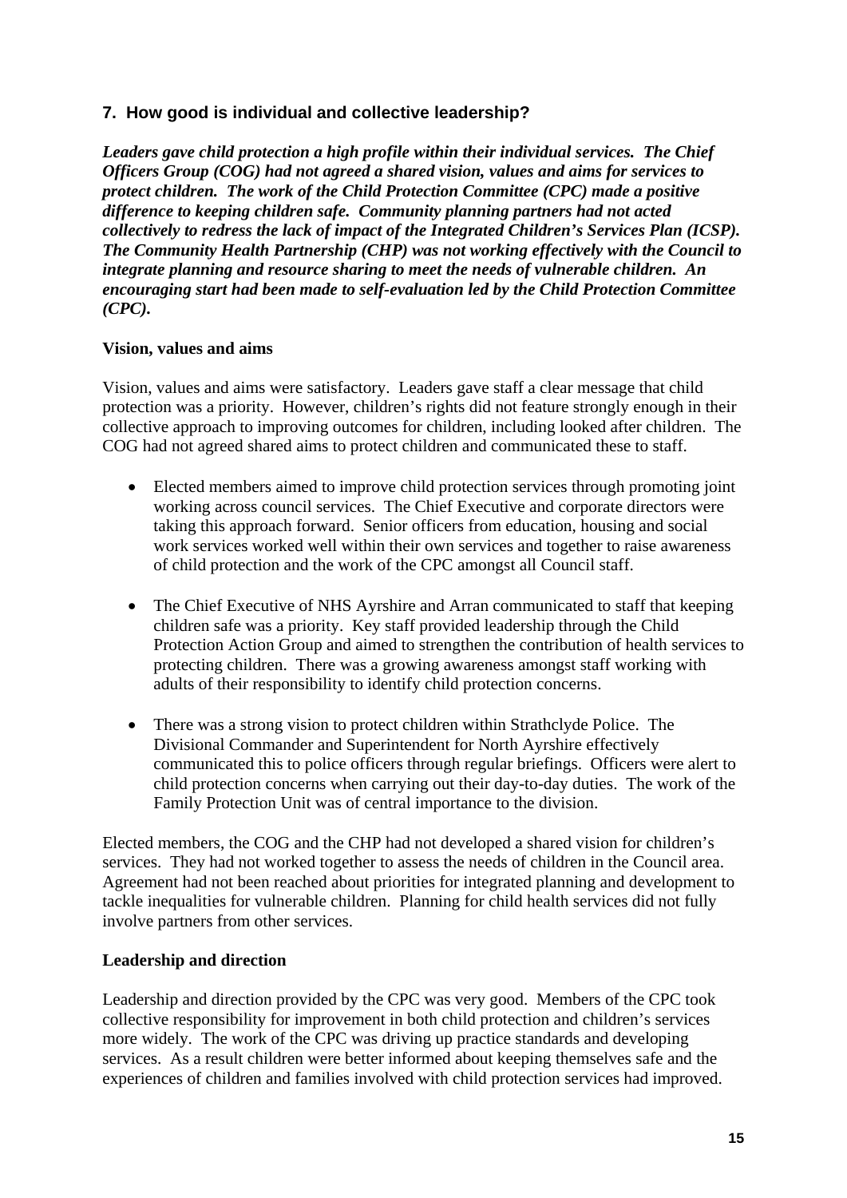## 7. How good is individual and collective leadership?

***Leaders gave child protection a high profile within their individual services. The Chief Officers Group (COG) had not agreed a shared vision, values and aims for services to protect children. The work of the Child Protection Committee (CPC) made a positive difference to keeping children safe. Community planning partners had not acted collectively to redress the lack of impact of the Integrated Children's Services Plan (ICSP). The Community Health Partnership (CHP) was not working effectively with the Council to integrate planning and resource sharing to meet the needs of vulnerable children. An encouraging start had been made to self-evaluation led by the Child Protection Committee (CPC).***

### Vision, values and aims

Vision, values and aims were satisfactory. Leaders gave staff a clear message that child protection was a priority. However, children's rights did not feature strongly enough in their collective approach to improving outcomes for children, including looked after children. The COG had not agreed shared aims to protect children and communicated these to staff.

- Elected members aimed to improve child protection services through promoting joint working across council services. The Chief Executive and corporate directors were taking this approach forward. Senior officers from education, housing and social work services worked well within their own services and together to raise awareness of child protection and the work of the CPC amongst all Council staff.

- The Chief Executive of NHS Ayrshire and Arran communicated to staff that keeping children safe was a priority. Key staff provided leadership through the Child Protection Action Group and aimed to strengthen the contribution of health services to protecting children. There was a growing awareness amongst staff working with adults of their responsibility to identify child protection concerns.

- There was a strong vision to protect children within Strathclyde Police. The Divisional Commander and Superintendent for North Ayrshire effectively communicated this to police officers through regular briefings. Officers were alert to child protection concerns when carrying out their day-to-day duties. The work of the Family Protection Unit was of central importance to the division.

Elected members, the COG and the CHP had not developed a shared vision for children's services. They had not worked together to assess the needs of children in the Council area. Agreement had not been reached about priorities for integrated planning and development to tackle inequalities for vulnerable children. Planning for child health services did not fully involve partners from other services.

### Leadership and direction

Leadership and direction provided by the CPC was very good. Members of the CPC took collective responsibility for improvement in both child protection and children's services more widely. The work of the CPC was driving up practice standards and developing services. As a result children were better informed about keeping themselves safe and the experiences of children and families involved with child protection services had improved.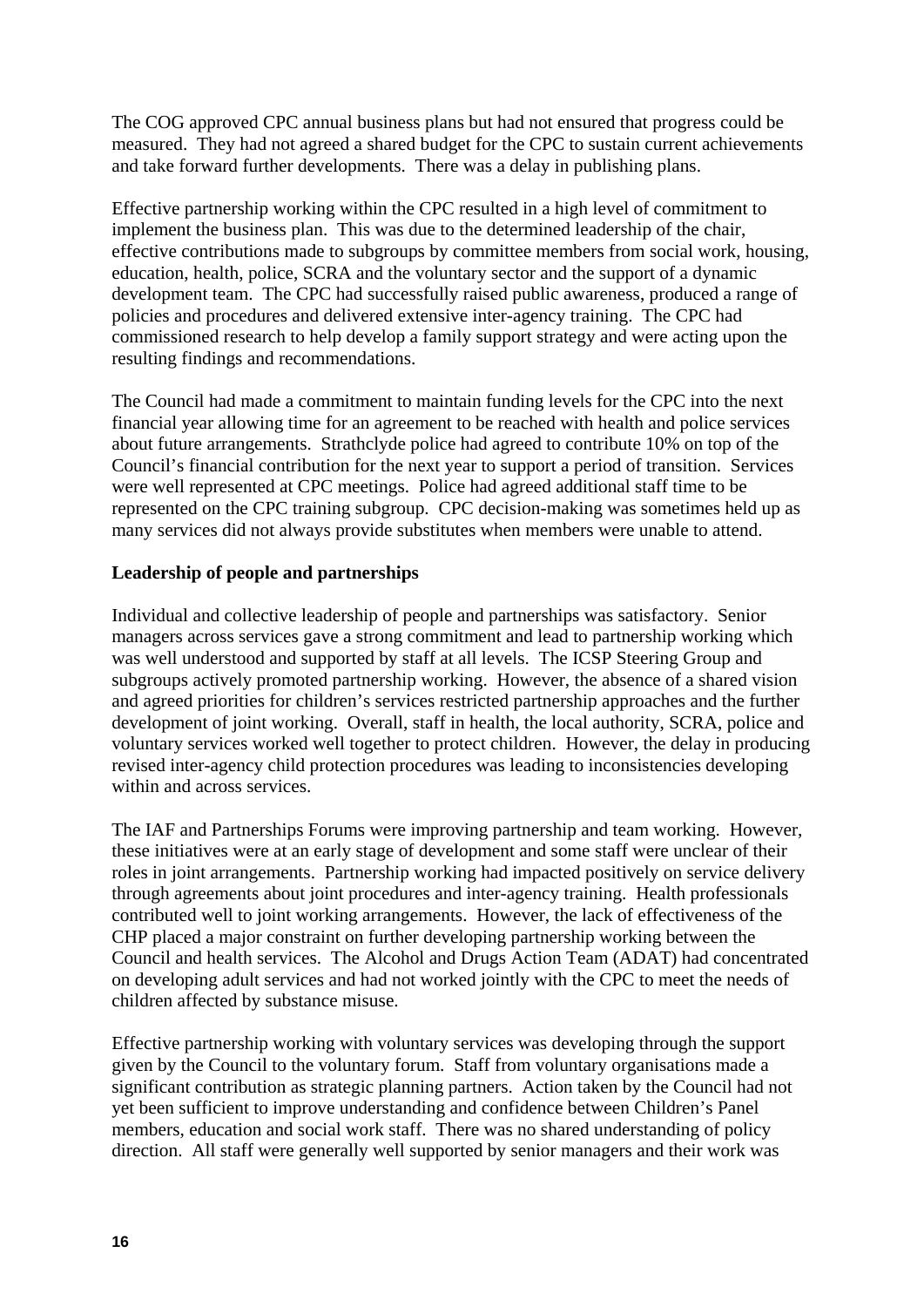The COG approved CPC annual business plans but had not ensured that progress could be measured. They had not agreed a shared budget for the CPC to sustain current achievements and take forward further developments. There was a delay in publishing plans.

Effective partnership working within the CPC resulted in a high level of commitment to implement the business plan. This was due to the determined leadership of the chair, effective contributions made to subgroups by committee members from social work, housing, education, health, police, SCRA and the voluntary sector and the support of a dynamic development team. The CPC had successfully raised public awareness, produced a range of policies and procedures and delivered extensive inter-agency training. The CPC had commissioned research to help develop a family support strategy and were acting upon the resulting findings and recommendations.

The Council had made a commitment to maintain funding levels for the CPC into the next financial year allowing time for an agreement to be reached with health and police services about future arrangements. Strathclyde police had agreed to contribute 10% on top of the Council's financial contribution for the next year to support a period of transition. Services were well represented at CPC meetings. Police had agreed additional staff time to be represented on the CPC training subgroup. CPC decision-making was sometimes held up as many services did not always provide substitutes when members were unable to attend.

**Leadership of people and partnerships**

Individual and collective leadership of people and partnerships was satisfactory. Senior managers across services gave a strong commitment and lead to partnership working which was well understood and supported by staff at all levels. The ICSP Steering Group and subgroups actively promoted partnership working. However, the absence of a shared vision and agreed priorities for children's services restricted partnership approaches and the further development of joint working. Overall, staff in health, the local authority, SCRA, police and voluntary services worked well together to protect children. However, the delay in producing revised inter-agency child protection procedures was leading to inconsistencies developing within and across services.

The IAF and Partnerships Forums were improving partnership and team working. However, these initiatives were at an early stage of development and some staff were unclear of their roles in joint arrangements. Partnership working had impacted positively on service delivery through agreements about joint procedures and inter-agency training. Health professionals contributed well to joint working arrangements. However, the lack of effectiveness of the CHP placed a major constraint on further developing partnership working between the Council and health services. The Alcohol and Drugs Action Team (ADAT) had concentrated on developing adult services and had not worked jointly with the CPC to meet the needs of children affected by substance misuse.

Effective partnership working with voluntary services was developing through the support given by the Council to the voluntary forum. Staff from voluntary organisations made a significant contribution as strategic planning partners. Action taken by the Council had not yet been sufficient to improve understanding and confidence between Children's Panel members, education and social work staff. There was no shared understanding of policy direction. All staff were generally well supported by senior managers and their work was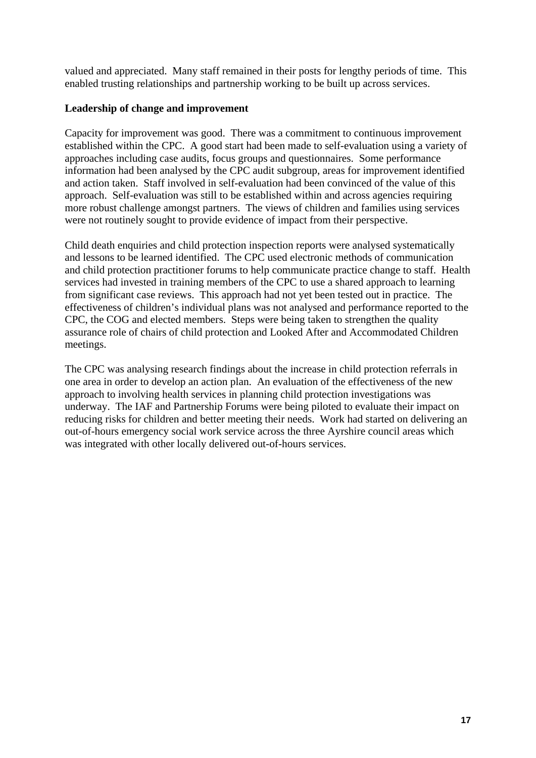valued and appreciated. Many staff remained in their posts for lengthy periods of time. This enabled trusting relationships and partnership working to be built up across services.

**Leadership of change and improvement**

Capacity for improvement was good. There was a commitment to continuous improvement established within the CPC. A good start had been made to self-evaluation using a variety of approaches including case audits, focus groups and questionnaires. Some performance information had been analysed by the CPC audit subgroup, areas for improvement identified and action taken. Staff involved in self-evaluation had been convinced of the value of this approach. Self-evaluation was still to be established within and across agencies requiring more robust challenge amongst partners. The views of children and families using services were not routinely sought to provide evidence of impact from their perspective.

Child death enquiries and child protection inspection reports were analysed systematically and lessons to be learned identified. The CPC used electronic methods of communication and child protection practitioner forums to help communicate practice change to staff. Health services had invested in training members of the CPC to use a shared approach to learning from significant case reviews. This approach had not yet been tested out in practice. The effectiveness of children's individual plans was not analysed and performance reported to the CPC, the COG and elected members. Steps were being taken to strengthen the quality assurance role of chairs of child protection and Looked After and Accommodated Children meetings.

The CPC was analysing research findings about the increase in child protection referrals in one area in order to develop an action plan. An evaluation of the effectiveness of the new approach to involving health services in planning child protection investigations was underway. The IAF and Partnership Forums were being piloted to evaluate their impact on reducing risks for children and better meeting their needs. Work had started on delivering an out-of-hours emergency social work service across the three Ayrshire council areas which was integrated with other locally delivered out-of-hours services.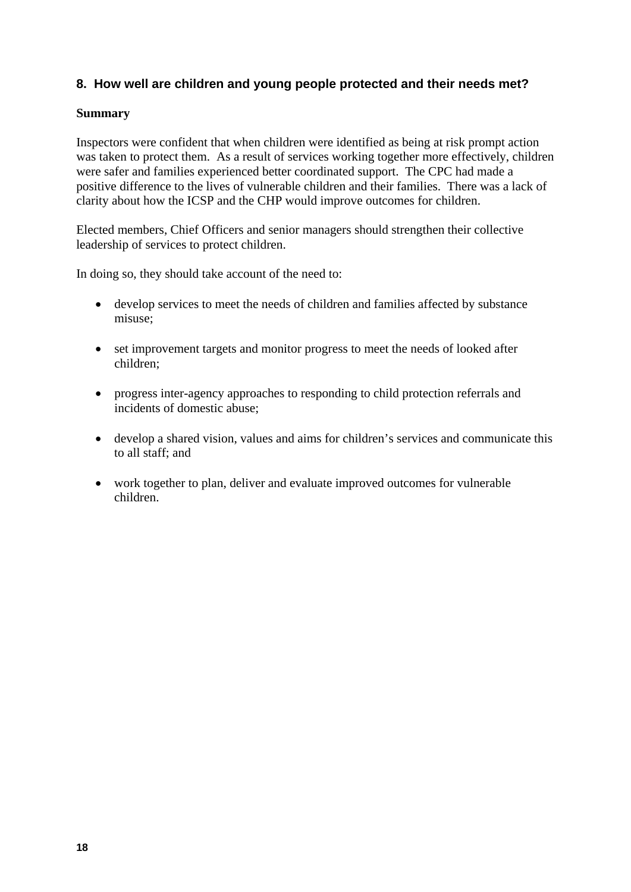## 8. How well are children and young people protected and their needs met?

**Summary**

Inspectors were confident that when children were identified as being at risk prompt action was taken to protect them. As a result of services working together more effectively, children were safer and families experienced better coordinated support. The CPC had made a positive difference to the lives of vulnerable children and their families. There was a lack of clarity about how the ICSP and the CHP would improve outcomes for children.

Elected members, Chief Officers and senior managers should strengthen their collective leadership of services to protect children.

In doing so, they should take account of the need to:

- develop services to meet the needs of children and families affected by substance misuse;
- set improvement targets and monitor progress to meet the needs of looked after children;
- progress inter-agency approaches to responding to child protection referrals and incidents of domestic abuse;
- develop a shared vision, values and aims for children's services and communicate this to all staff; and
- work together to plan, deliver and evaluate improved outcomes for vulnerable children.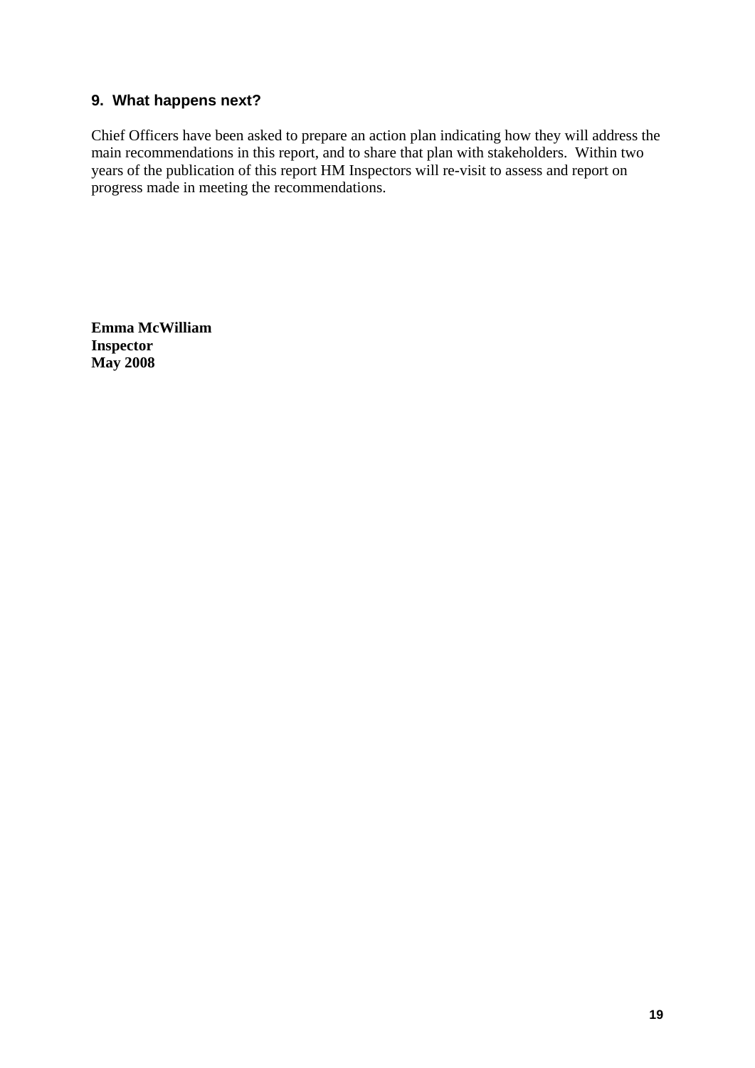## 9. What happens next?

Chief Officers have been asked to prepare an action plan indicating how they will address the main recommendations in this report, and to share that plan with stakeholders. Within two years of the publication of this report HM Inspectors will re-visit to assess and report on progress made in meeting the recommendations.

**Emma McWilliam**
**Inspector**
**May 2008**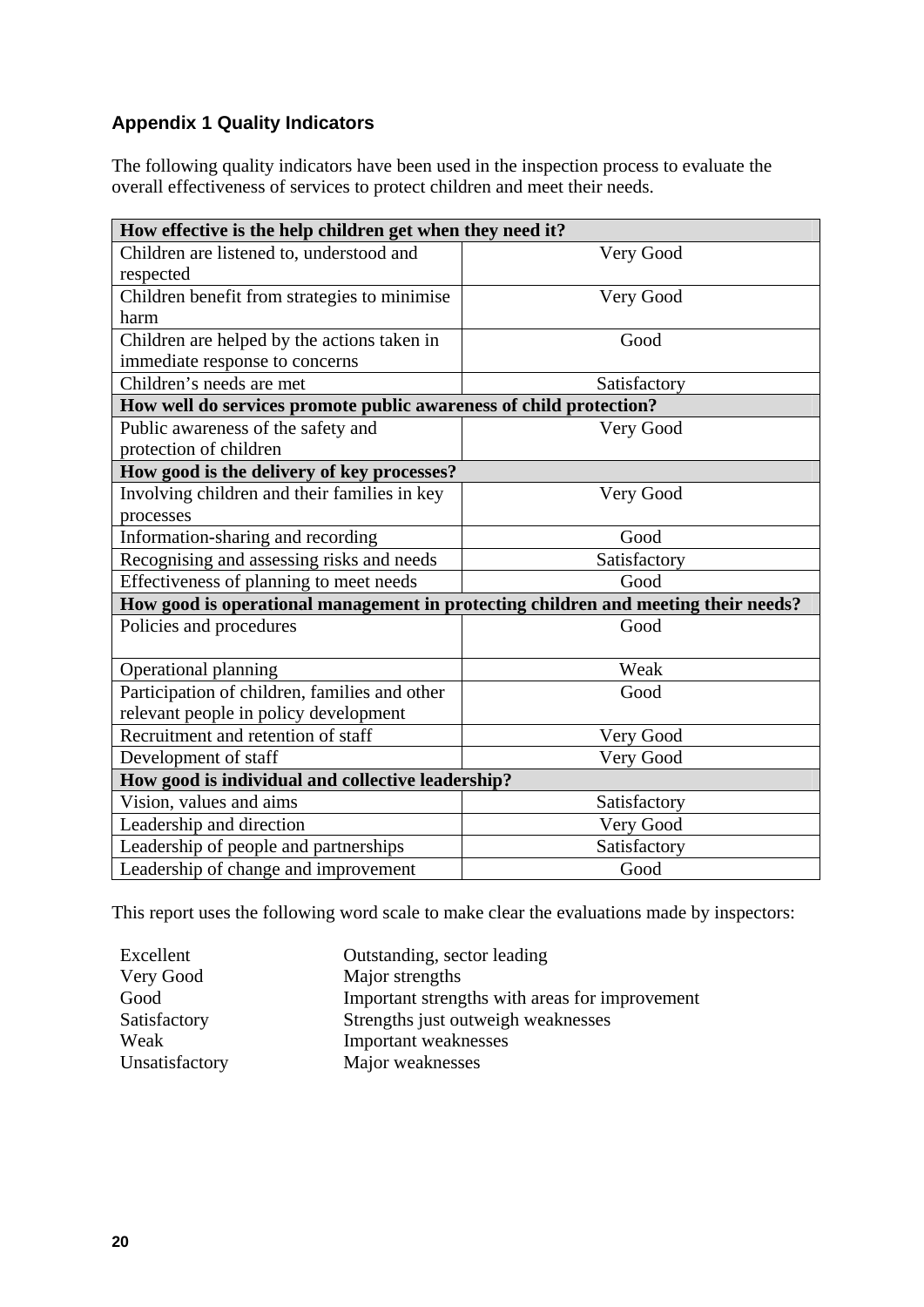## Appendix 1 Quality Indicators

The following quality indicators have been used in the inspection process to evaluate the overall effectiveness of services to protect children and meet their needs.

| **How effective is the help children get when they need it?** | |
|---|---|
| Children are listened to, understood and respected | Very Good |
| Children benefit from strategies to minimise harm | Very Good |
| Children are helped by the actions taken in immediate response to concerns | Good |
| Children's needs are met | Satisfactory |
| **How well do services promote public awareness of child protection?** | |
| Public awareness of the safety and protection of children | Very Good |
| **How good is the delivery of key processes?** | |
| Involving children and their families in key processes | Very Good |
| Information-sharing and recording | Good |
| Recognising and assessing risks and needs | Satisfactory |
| Effectiveness of planning to meet needs | Good |
| **How good is operational management in protecting children and meeting their needs?** | |
| Policies and procedures | Good |
| Operational planning | Weak |
| Participation of children, families and other relevant people in policy development | Good |
| Recruitment and retention of staff | Very Good |
| Development of staff | Very Good |
| **How good is individual and collective leadership?** | |
| Vision, values and aims | Satisfactory |
| Leadership and direction | Very Good |
| Leadership of people and partnerships | Satisfactory |
| Leadership of change and improvement | Good |

This report uses the following word scale to make clear the evaluations made by inspectors:

| | |
|---|---|
| Excellent | Outstanding, sector leading |
| Very Good | Major strengths |
| Good | Important strengths with areas for improvement |
| Satisfactory | Strengths just outweigh weaknesses |
| Weak | Important weaknesses |
| Unsatisfactory | Major weaknesses |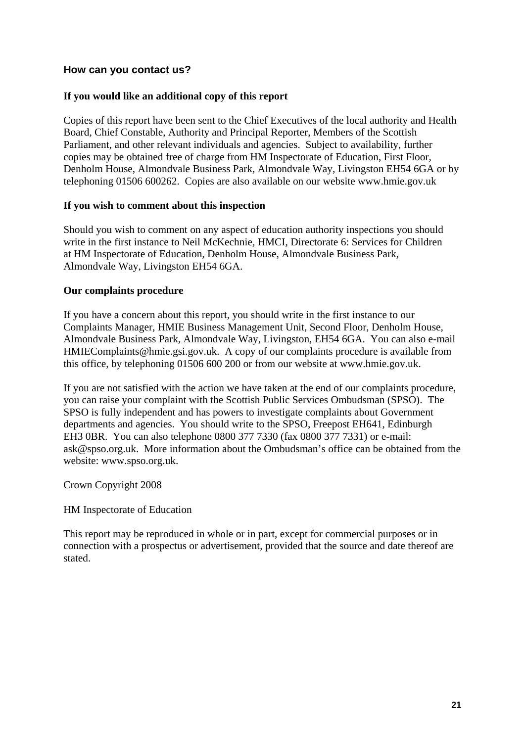## How can you contact us?

### If you would like an additional copy of this report

Copies of this report have been sent to the Chief Executives of the local authority and Health Board, Chief Constable, Authority and Principal Reporter, Members of the Scottish Parliament, and other relevant individuals and agencies. Subject to availability, further copies may be obtained free of charge from HM Inspectorate of Education, First Floor, Denholm House, Almondvale Business Park, Almondvale Way, Livingston EH54 6GA or by telephoning 01506 600262. Copies are also available on our website www.hmie.gov.uk

### If you wish to comment about this inspection

Should you wish to comment on any aspect of education authority inspections you should write in the first instance to Neil McKechnie, HMCI, Directorate 6: Services for Children at HM Inspectorate of Education, Denholm House, Almondvale Business Park, Almondvale Way, Livingston EH54 6GA.

### Our complaints procedure

If you have a concern about this report, you should write in the first instance to our Complaints Manager, HMIE Business Management Unit, Second Floor, Denholm House, Almondvale Business Park, Almondvale Way, Livingston, EH54 6GA. You can also e-mail HMIEComplaints@hmie.gsi.gov.uk. A copy of our complaints procedure is available from this office, by telephoning 01506 600 200 or from our website at www.hmie.gov.uk.

If you are not satisfied with the action we have taken at the end of our complaints procedure, you can raise your complaint with the Scottish Public Services Ombudsman (SPSO). The SPSO is fully independent and has powers to investigate complaints about Government departments and agencies. You should write to the SPSO, Freepost EH641, Edinburgh EH3 0BR. You can also telephone 0800 377 7330 (fax 0800 377 7331) or e-mail: ask@spso.org.uk. More information about the Ombudsman's office can be obtained from the website: www.spso.org.uk.

Crown Copyright 2008

HM Inspectorate of Education

This report may be reproduced in whole or in part, except for commercial purposes or in connection with a prospectus or advertisement, provided that the source and date thereof are stated.